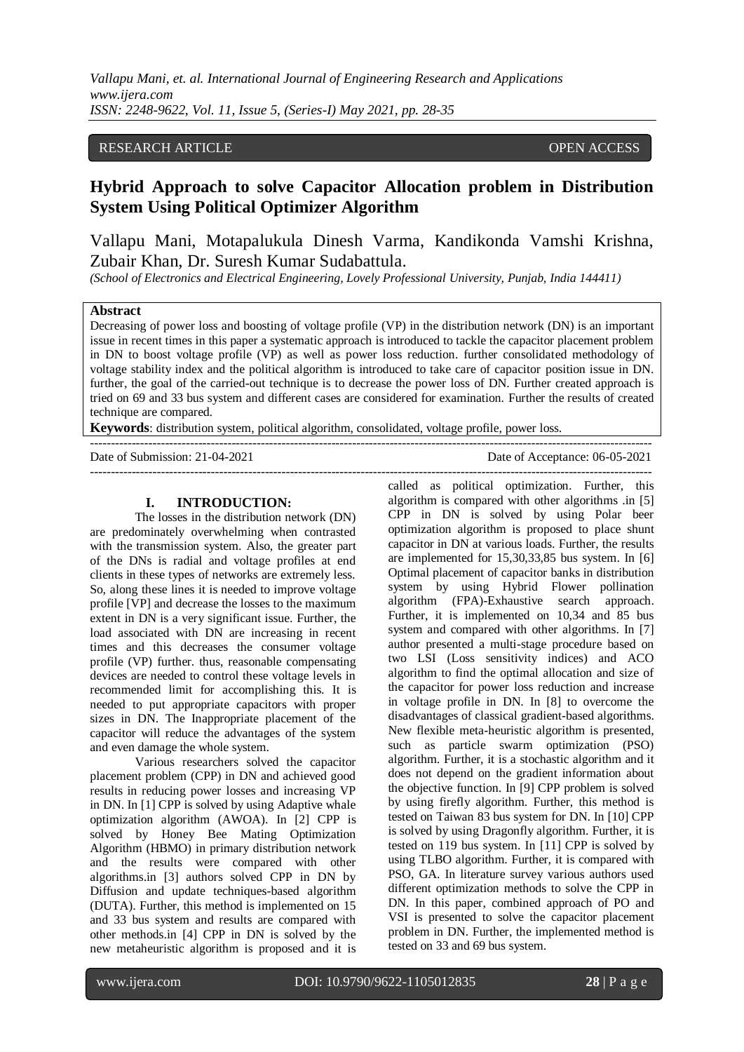RESEARCH ARTICLE OPEN ACCESS

# Hybrid Approach to solve Capacitor Allocation problem in Distribution System Using Political Optimizer Algorithm

Vallapu Mani, Motapalukula Dinesh Varma, Kandikonda Vamshi Krishna, Zubair Khan, Dr. Suresh Kumar Sudabattula.

*(School of Electronics and Electrical Engineering, Lovely Professional University, Punjab, India 144411)*

**Abstract**

Decreasing of power loss and boosting of voltage profile (VP) in the distribution network (DN) is an important issue in recent times in this paper a systematic approach is introduced to tackle the capacitor placement problem in DN to boost voltage profile (VP) as well as power loss reduction. further consolidated methodology of voltage stability index and the political algorithm is introduced to take care of capacitor position issue in DN. further, the goal of the carried-out technique is to decrease the power loss of DN. Further created approach is tried on 69 and 33 bus system and different cases are considered for examination. Further the results of created technique are compared.

**Keywords**: distribution system, political algorithm, consolidated, voltage profile, power loss.

---

Date of Submission: 21-04-2021 Date of Acceptance: 06-05-2021

---

## I. INTRODUCTION:

The losses in the distribution network (DN) are predominately overwhelming when contrasted with the transmission system. Also, the greater part of the DNs is radial and voltage profiles at end clients in these types of networks are extremely less. So, along these lines it is needed to improve voltage profile [VP] and decrease the losses to the maximum extent in DN is a very significant issue. Further, the load associated with DN are increasing in recent times and this decreases the consumer voltage profile (VP) further. thus, reasonable compensating devices are needed to control these voltage levels in recommended limit for accomplishing this. It is needed to put appropriate capacitors with proper sizes in DN. The Inappropriate placement of the capacitor will reduce the advantages of the system and even damage the whole system.

Various researchers solved the capacitor placement problem (CPP) in DN and achieved good results in reducing power losses and increasing VP in DN. In [1] CPP is solved by using Adaptive whale optimization algorithm (AWOA). In [2] CPP is solved by Honey Bee Mating Optimization Algorithm (HBMO) in primary distribution network and the results were compared with other algorithms.in [3] authors solved CPP in DN by Diffusion and update techniques-based algorithm (DUTA). Further, this method is implemented on 15 and 33 bus system and results are compared with other methods.in [4] CPP in DN is solved by the new metaheuristic algorithm is proposed and it is called as political optimization. Further, this algorithm is compared with other algorithms .in [5] CPP in DN is solved by using Polar beer optimization algorithm is proposed to place shunt capacitor in DN at various loads. Further, the results are implemented for 15,30,33,85 bus system. In [6] Optimal placement of capacitor banks in distribution system by using Hybrid Flower pollination algorithm (FPA)-Exhaustive search approach. Further, it is implemented on 10,34 and 85 bus system and compared with other algorithms. In [7] author presented a multi-stage procedure based on two LSI (Loss sensitivity indices) and ACO algorithm to find the optimal allocation and size of the capacitor for power loss reduction and increase in voltage profile in DN. In [8] to overcome the disadvantages of classical gradient-based algorithms. New flexible meta-heuristic algorithm is presented, such as particle swarm optimization (PSO) algorithm. Further, it is a stochastic algorithm and it does not depend on the gradient information about the objective function. In [9] CPP problem is solved by using firefly algorithm. Further, this method is tested on Taiwan 83 bus system for DN. In [10] CPP is solved by using Dragonfly algorithm. Further, it is tested on 119 bus system. In [11] CPP is solved by using TLBO algorithm. Further, it is compared with PSO, GA. In literature survey various authors used different optimization methods to solve the CPP in DN. In this paper, combined approach of PO and VSI is presented to solve the capacitor placement problem in DN. Further, the implemented method is tested on 33 and 69 bus system.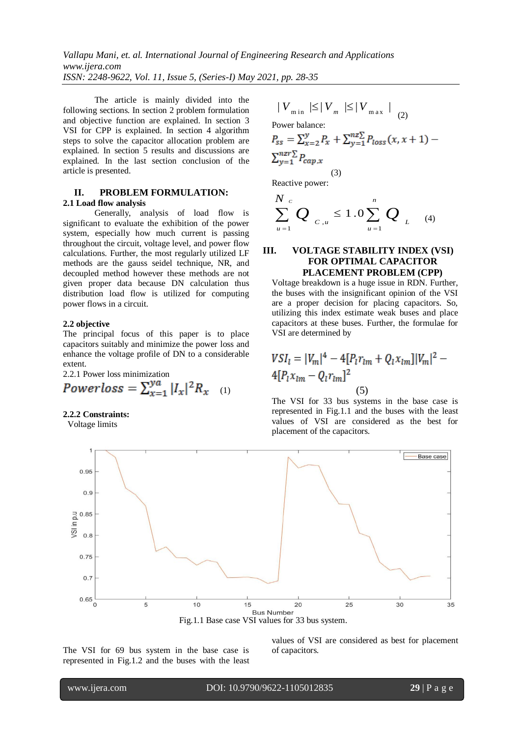The article is mainly divided into the following sections. In section 2 problem formulation and objective function are explained. In section 3 VSI for CPP is explained. In section 4 algorithm steps to solve the capacitor allocation problem are explained. In section 5 results and discussions are explained. In the last section conclusion of the article is presented.

## II. PROBLEM FORMULATION:

### 2.1 Load flow analysis

Generally, analysis of load flow is significant to evaluate the exhibition of the power system, especially how much current is passing throughout the circuit, voltage level, and power flow calculations. Further, the most regularly utilized LF methods are the gauss seidel technique, NR, and decoupled method however these methods are not given proper data because DN calculation thus distribution load flow is utilized for computing power flows in a circuit.

### 2.2 objective

The principal focus of this paper is to place capacitors suitably and minimize the power loss and enhance the voltage profile of DN to a considerable extent.

2.2.1 Power loss minimization

$$Powerloss = \sum_{x=1}^{ya} |I_x|^2 R_x \quad (1)$$

**2.2.2 Constraints:**

Voltage limits

$$|V_{min}| \leq |V_m| \leq |V_{max}| \quad (2)$$

Power balance:

$$P_{ss} = \sum_{x=2}^{y} P_x + \sum_{y=1}^{nz\Sigma} P_{loss}(x, x+1) - \sum_{y=1}^{nzr\Sigma} P_{cap,x} \quad (3)$$

Reactive power:

$$\sum_{u=1}^{N_c} Q_{C,u} \leq 1.0 \sum_{u=1}^{n} Q_L \quad (4)$$

## III. VOLTAGE STABILITY INDEX (VSI) FOR OPTIMAL CAPACITOR PLACEMENT PROBLEM (CPP)

Voltage breakdown is a huge issue in RDN. Further, the buses with the insignificant opinion of the VSI are a proper decision for placing capacitors. So, utilizing this index estimate weak buses and place capacitors at these buses. Further, the formulae for VSI are determined by

$$VSI_l = |V_m|^4 - 4[P_l r_{lm} + Q_l x_{lm}]|V_m|^2 - 4[P_l x_{lm} - Q_l r_{lm}]^2 \quad (5)$$

The VSI for 33 bus systems in the base case is represented in Fig.1.1 and the buses with the least values of VSI are considered as the best for placement of the capacitors.

Fig.1.1 Base case VSI values for 33 bus system.

The VSI for 69 bus system in the base case is represented in Fig.1.2 and the buses with the least values of VSI are considered as best for placement of capacitors.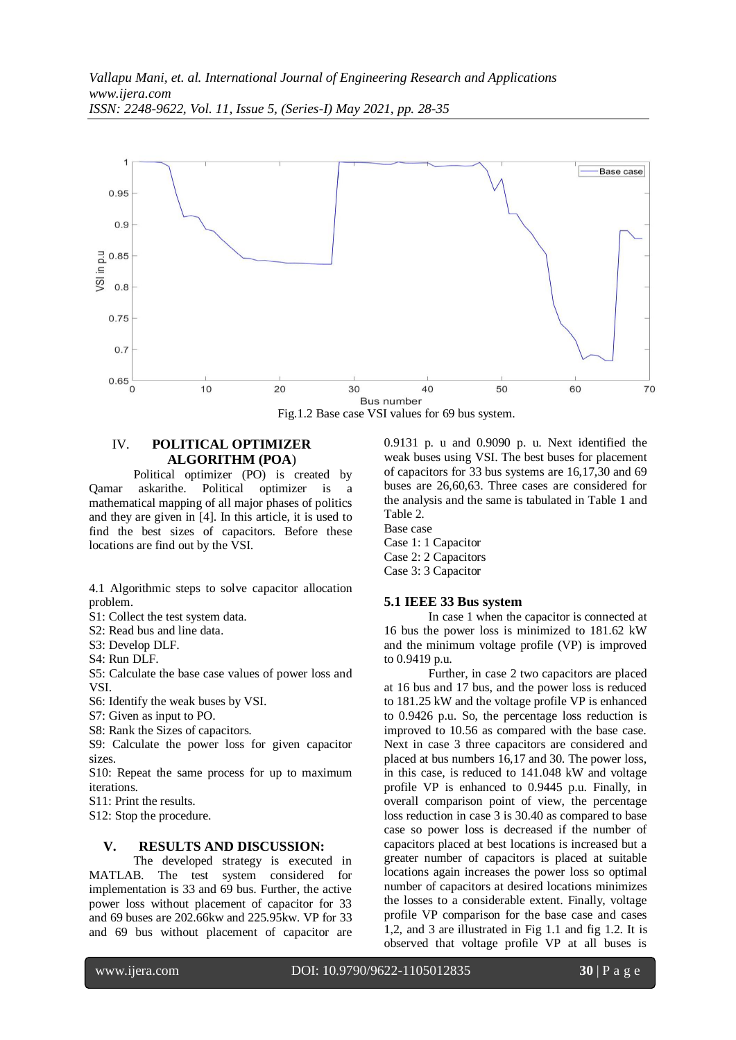Fig.1.2 Base case VSI values for 69 bus system.

## IV. POLITICAL OPTIMIZER ALGORITHM (POA)

Political optimizer (PO) is created by Qamar askarithe. Political optimizer is a mathematical mapping of all major phases of politics and they are given in [4]. In this article, it is used to find the best sizes of capacitors. Before these locations are find out by the VSI.

4.1 Algorithmic steps to solve capacitor allocation problem.

S1: Collect the test system data.
S2: Read bus and line data.
S3: Develop DLF.
S4: Run DLF.
S5: Calculate the base case values of power loss and VSI.
S6: Identify the weak buses by VSI.
S7: Given as input to PO.
S8: Rank the Sizes of capacitors.
S9: Calculate the power loss for given capacitor sizes.
S10: Repeat the same process for up to maximum iterations.
S11: Print the results.
S12: Stop the procedure.

## V. RESULTS AND DISCUSSION:

The developed strategy is executed in MATLAB. The test system considered for implementation is 33 and 69 bus. Further, the active power loss without placement of capacitor for 33 and 69 buses are 202.66kw and 225.95kw. VP for 33 and 69 bus without placement of capacitor are 0.9131 p. u and 0.9090 p. u. Next identified the weak buses using VSI. The best buses for placement of capacitors for 33 bus systems are 16,17,30 and 69 buses are 26,60,63. Three cases are considered for the analysis and the same is tabulated in Table 1 and Table 2.

Base case
Case 1: 1 Capacitor
Case 2: 2 Capacitors
Case 3: 3 Capacitor

### 5.1 IEEE 33 Bus system

In case 1 when the capacitor is connected at 16 bus the power loss is minimized to 181.62 kW and the minimum voltage profile (VP) is improved to 0.9419 p.u.

Further, in case 2 two capacitors are placed at 16 bus and 17 bus, and the power loss is reduced to 181.25 kW and the voltage profile VP is enhanced to 0.9426 p.u. So, the percentage loss reduction is improved to 10.56 as compared with the base case. Next in case 3 three capacitors are considered and placed at bus numbers 16,17 and 30. The power loss, in this case, is reduced to 141.048 kW and voltage profile VP is enhanced to 0.9445 p.u. Finally, in overall comparison point of view, the percentage loss reduction in case 3 is 30.40 as compared to base case so power loss is decreased if the number of capacitors placed at best locations is increased but a greater number of capacitors is placed at suitable locations again increases the power loss so optimal number of capacitors at desired locations minimizes the losses to a considerable extent. Finally, voltage profile VP comparison for the base case and cases 1,2, and 3 are illustrated in Fig 1.1 and fig 1.2. It is observed that voltage profile VP at all buses is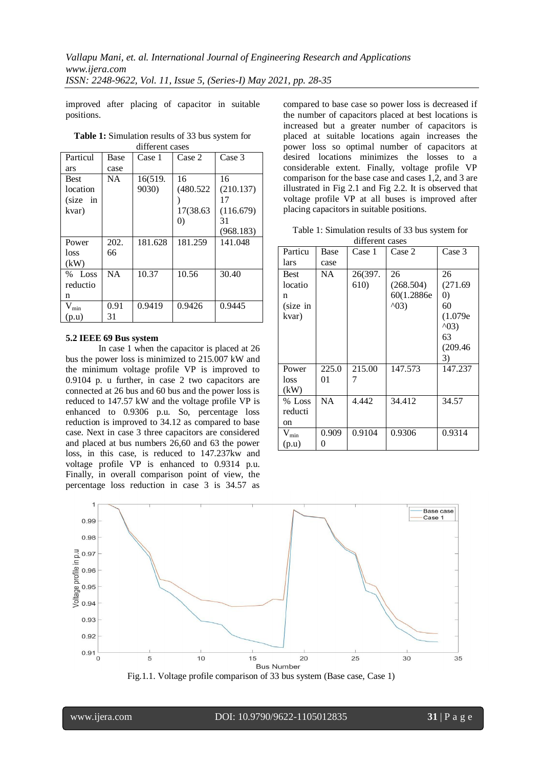improved after placing of capacitor in suitable positions.

**Table 1:** Simulation results of 33 bus system for different cases

| Particulars | Base case | Case 1 | Case 2 | Case 3 |
|---|---|---|---|---|
| Best location (size in kvar) | NA | 16(519.9030) | 16 (480.522) 17(38.630) | 16 (210.137) 17 (116.679) 31 (968.183) |
| Power loss (kW) | 202.66 | 181.628 | 181.259 | 141.048 |
| % Loss reduction | NA | 10.37 | 10.56 | 30.40 |
| $V_{min}$ (p.u) | 0.9131 | 0.9419 | 0.9426 | 0.9445 |

**5.2 IEEE 69 Bus system**

In case 1 when the capacitor is placed at 26 bus the power loss is minimized to 215.007 kW and the minimum voltage profile VP is improved to 0.9104 p. u further, in case 2 two capacitors are connected at 26 bus and 60 bus and the power loss is reduced to 147.57 kW and the voltage profile VP is enhanced to 0.9306 p.u. So, percentage loss reduction is improved to 34.12 as compared to base case. Next in case 3 three capacitors are considered and placed at bus numbers 26,60 and 63 the power loss, in this case, is reduced to 147.237kw and voltage profile VP is enhanced to 0.9314 p.u. Finally, in overall comparison point of view, the percentage loss reduction in case 3 is 34.57 as compared to base case so power loss is decreased if the number of capacitors placed at best locations is increased but a greater number of capacitors is placed at suitable locations again increases the power loss so optimal number of capacitors at desired locations minimizes the losses to a considerable extent. Finally, voltage profile VP comparison for the base case and cases 1,2, and 3 are illustrated in Fig 2.1 and Fig 2.2. It is observed that voltage profile VP at all buses is improved after placing capacitors in suitable positions.

Table 1: Simulation results of 33 bus system for different cases

| Particulars | Base case | Case 1 | Case 2 | Case 3 |
|---|---|---|---|---|
| Best location (size in kvar) | NA | 26(397.610) | 26 (268.504) 60(1.2886e^03) | 26 (271.690) 60 (1.079e^03) 63 (209.463) |
| Power loss (kW) | 225.001 | 215.007 | 147.573 | 147.237 |
| % Loss reduction | NA | 4.442 | 34.412 | 34.57 |
| $V_{min}$ (p.u) | 0.9090 | 0.9104 | 0.9306 | 0.9314 |

Fig.1.1. Voltage profile comparison of 33 bus system (Base case, Case 1)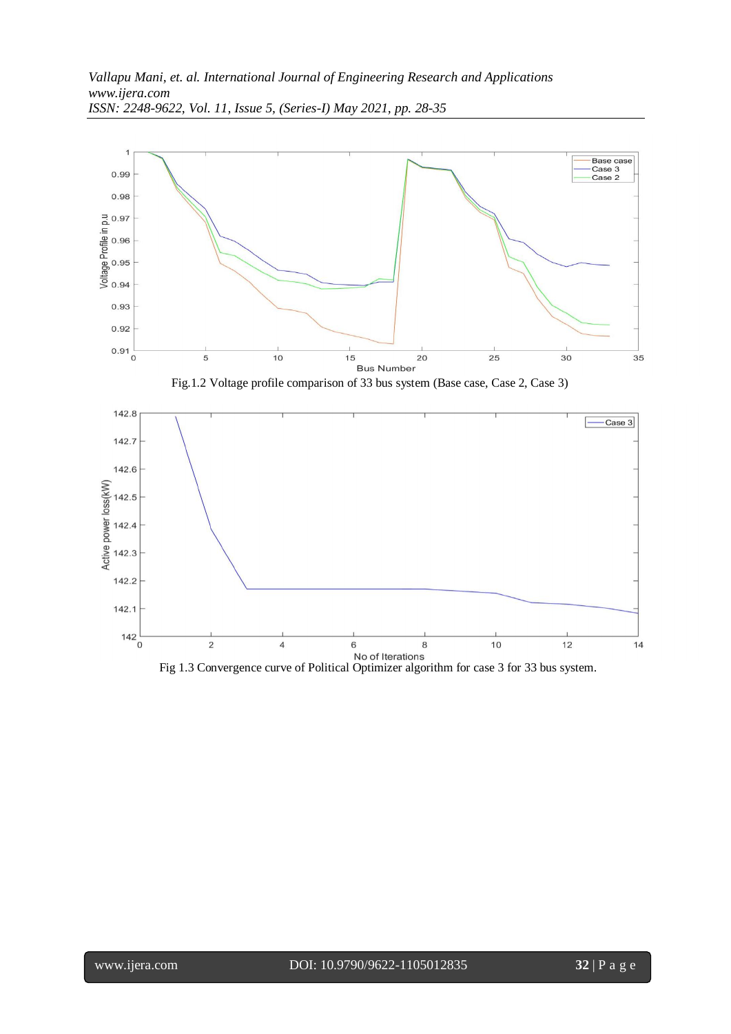Fig.1.2 Voltage profile comparison of 33 bus system (Base case, Case 2, Case 3)

Fig 1.3 Convergence curve of Political Optimizer algorithm for case 3 for 33 bus system.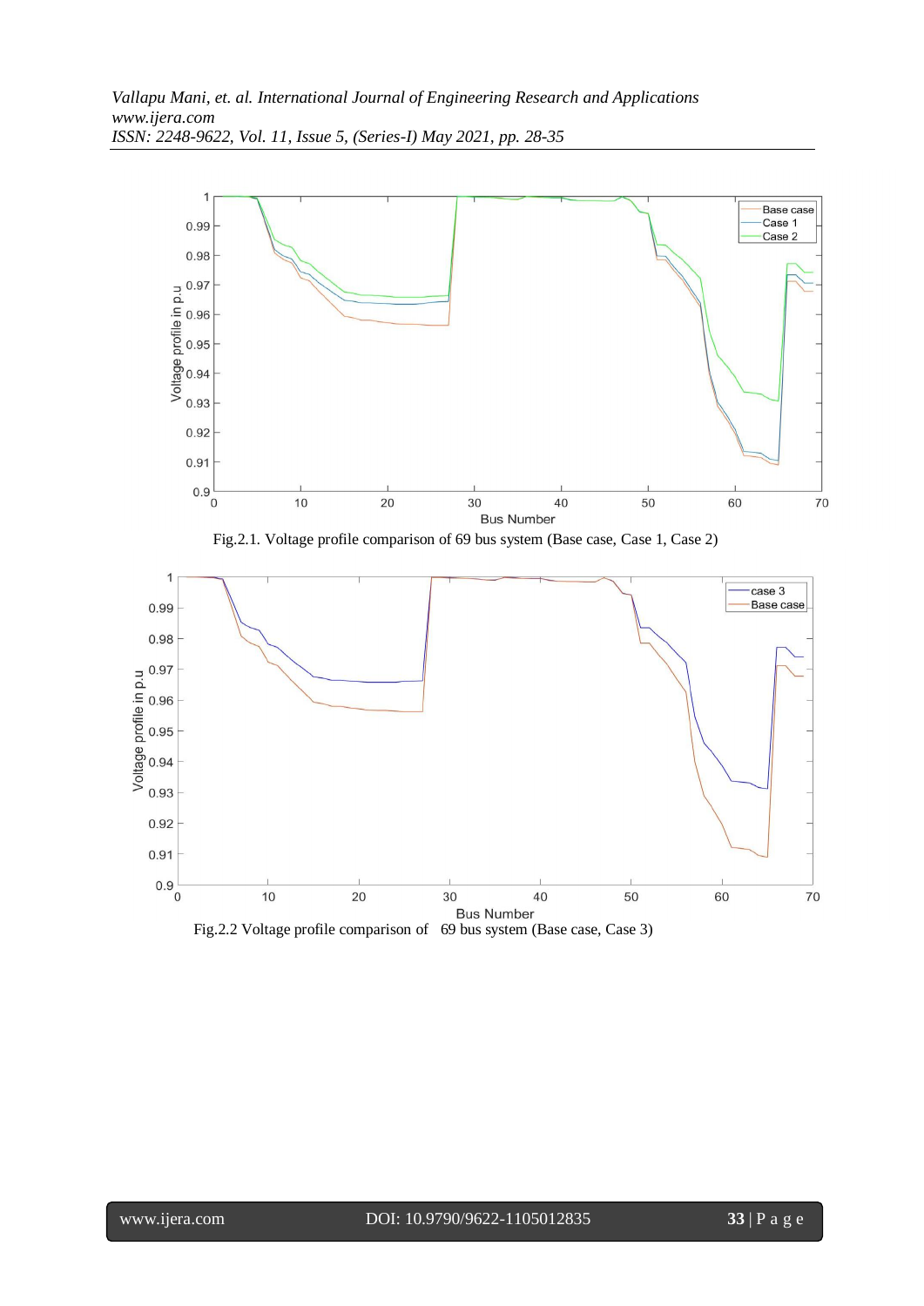Fig.2.1. Voltage profile comparison of 69 bus system (Base case, Case 1, Case 2)

Fig.2.2 Voltage profile comparison of 69 bus system (Base case, Case 3)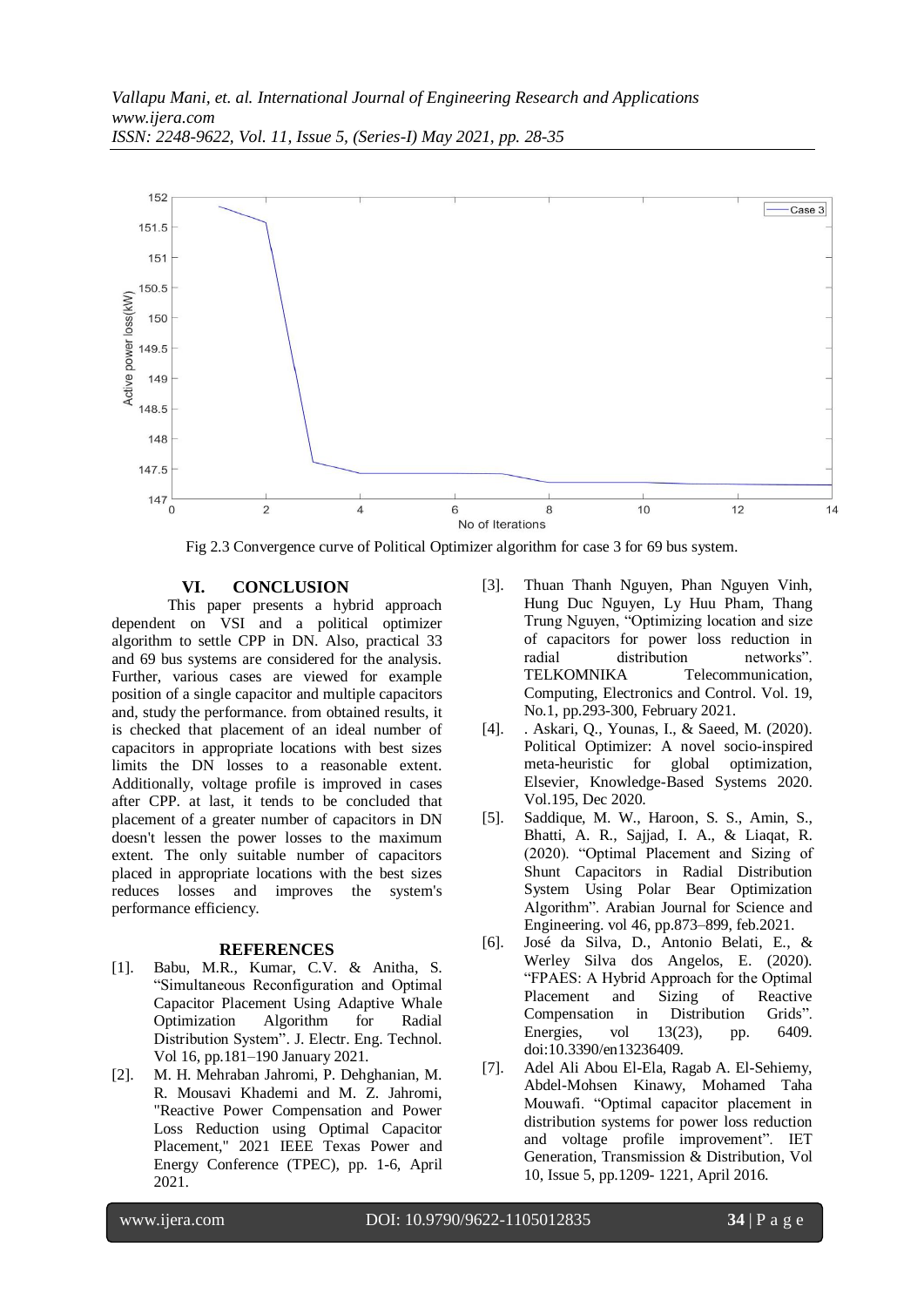Fig 2.3 Convergence curve of Political Optimizer algorithm for case 3 for 69 bus system.

## VI. CONCLUSION

This paper presents a hybrid approach dependent on VSI and a political optimizer algorithm to settle CPP in DN. Also, practical 33 and 69 bus systems are considered for the analysis. Further, various cases are viewed for example position of a single capacitor and multiple capacitors and, study the performance. from obtained results, it is checked that placement of an ideal number of capacitors in appropriate locations with best sizes limits the DN losses to a reasonable extent. Additionally, voltage profile is improved in cases after CPP. at last, it tends to be concluded that placement of a greater number of capacitors in DN doesn't lessen the power losses to the maximum extent. The only suitable number of capacitors placed in appropriate locations with the best sizes reduces losses and improves the system's performance efficiency.

## REFERENCES

[1]. Babu, M.R., Kumar, C.V. & Anitha, S. "Simultaneous Reconfiguration and Optimal Capacitor Placement Using Adaptive Whale Optimization Algorithm for Radial Distribution System". J. Electr. Eng. Technol. Vol 16, pp.181–190 January 2021.

[2]. M. H. Mehraban Jahromi, P. Dehghanian, M. R. Mousavi Khademi and M. Z. Jahromi, "Reactive Power Compensation and Power Loss Reduction using Optimal Capacitor Placement," 2021 IEEE Texas Power and Energy Conference (TPEC), pp. 1-6, April 2021.

[3]. Thuan Thanh Nguyen, Phan Nguyen Vinh, Hung Duc Nguyen, Ly Huu Pham, Thang Trung Nguyen, "Optimizing location and size of capacitors for power loss reduction in radial distribution networks". TELKOMNIKA Telecommunication, Computing, Electronics and Control. Vol. 19, No.1, pp.293-300, February 2021.

[4]. . Askari, Q., Younas, I., & Saeed, M. (2020). Political Optimizer: A novel socio-inspired meta-heuristic for global optimization, Elsevier, Knowledge-Based Systems 2020. Vol.195, Dec 2020.

[5]. Saddique, M. W., Haroon, S. S., Amin, S., Bhatti, A. R., Sajjad, I. A., & Liaqat, R. (2020). "Optimal Placement and Sizing of Shunt Capacitors in Radial Distribution System Using Polar Bear Optimization Algorithm". Arabian Journal for Science and Engineering. vol 46, pp.873–899, feb.2021.

[6]. José da Silva, D., Antonio Belati, E., & Werley Silva dos Angelos, E. (2020). "FPAES: A Hybrid Approach for the Optimal Placement and Sizing of Reactive Compensation in Distribution Grids". Energies, vol 13(23), pp. 6409. doi:10.3390/en13236409.

[7]. Adel Ali Abou El-Ela, Ragab A. El-Sehiemy, Abdel-Mohsen Kinawy, Mohamed Taha Mouwafi. "Optimal capacitor placement in distribution systems for power loss reduction and voltage profile improvement". IET Generation, Transmission & Distribution, Vol 10, Issue 5, pp.1209- 1221, April 2016.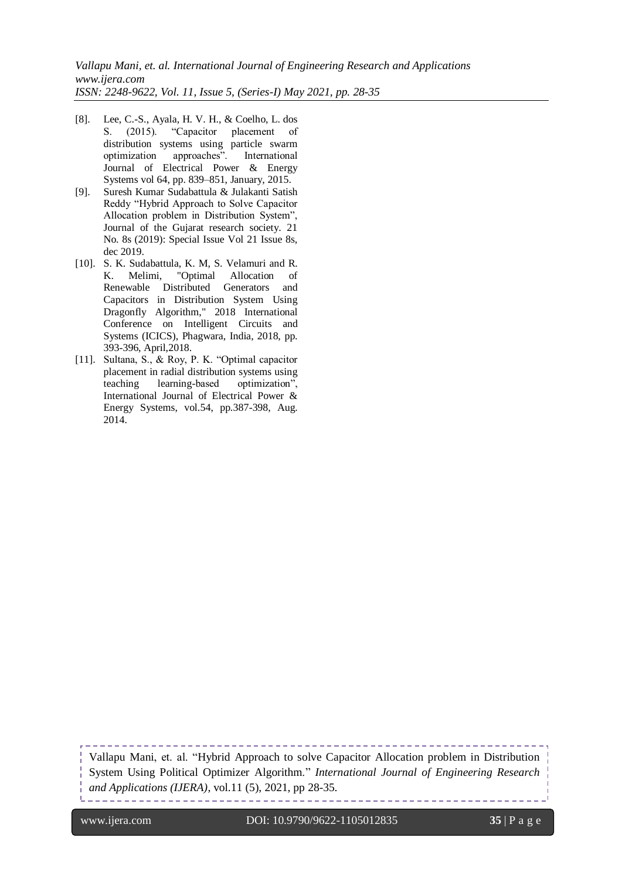[8]. Lee, C.-S., Ayala, H. V. H., & Coelho, L. dos S. (2015). “Capacitor placement of distribution systems using particle swarm optimization approaches”. International Journal of Electrical Power & Energy Systems vol 64, pp. 839–851, January, 2015.

[9]. Suresh Kumar Sudabattula & Julakanti Satish Reddy “Hybrid Approach to Solve Capacitor Allocation problem in Distribution System”, Journal of the Gujarat research society. 21 No. 8s (2019): Special Issue Vol 21 Issue 8s, dec 2019.

[10]. S. K. Sudabattula, K. M, S. Velamuri and R. K. Melimi, "Optimal Allocation of Renewable Distributed Generators and Capacitors in Distribution System Using Dragonfly Algorithm," 2018 International Conference on Intelligent Circuits and Systems (ICICS), Phagwara, India, 2018, pp. 393-396, April,2018.

[11]. Sultana, S., & Roy, P. K. “Optimal capacitor placement in radial distribution systems using teaching learning-based optimization”, International Journal of Electrical Power & Energy Systems, vol.54, pp.387-398, Aug. 2014.

Vallapu Mani, et. al. “Hybrid Approach to solve Capacitor Allocation problem in Distribution System Using Political Optimizer Algorithm.” *International Journal of Engineering Research and Applications (IJERA)*, vol.11 (5), 2021, pp 28-35.